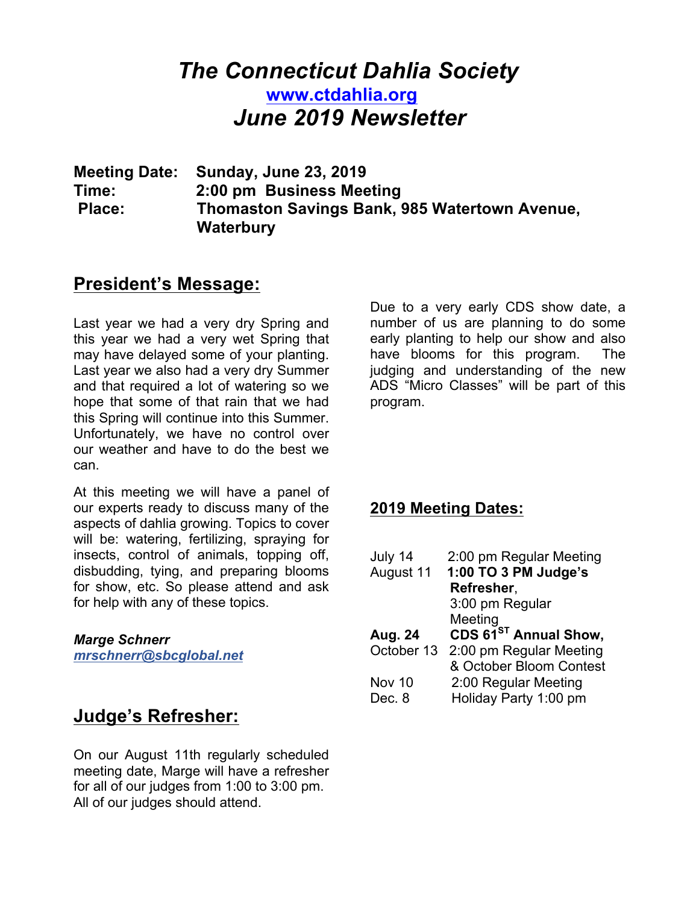# *The Connecticut Dahlia Society*

**www.ctdahlia.org**

## *June 2019 Newsletter*

**Meeting Date: Sunday, June 23, 2019**
**Time: 2:00 pm Business Meeting**
**Place: Thomaston Savings Bank, 985 Watertown Avenue, Waterbury**

## President's Message:

Last year we had a very dry Spring and this year we had a very wet Spring that may have delayed some of your planting. Last year we also had a very dry Summer and that required a lot of watering so we hope that some of that rain that we had this Spring will continue into this Summer. Unfortunately, we have no control over our weather and have to do the best we can.

At this meeting we will have a panel of our experts ready to discuss many of the aspects of dahlia growing. Topics to cover will be: watering, fertilizing, spraying for insects, control of animals, topping off, disbudding, tying, and preparing blooms for show, etc. So please attend and ask for help with any of these topics.

Due to a very early CDS show date, a number of us are planning to do some early planting to help our show and also have blooms for this program. The judging and understanding of the new ADS "Micro Classes" will be part of this program.

***Marge Schnerr***
*mrschnerr@sbcglobal.net*

## Judge's Refresher:

On our August 11th regularly scheduled meeting date, Marge will have a refresher for all of our judges from 1:00 to 3:00 pm. All of our judges should attend.

## 2019 Meeting Dates:

| | |
|---|---|
| July 14 | 2:00 pm Regular Meeting |
| August 11 | **1:00 TO 3 PM Judge's Refresher**, 3:00 pm Regular Meeting |
| **Aug. 24** | **CDS 61ST Annual Show,** |
| October 13 | 2:00 pm Regular Meeting & October Bloom Contest |
| Nov 10 | 2:00 Regular Meeting |
| Dec. 8 | Holiday Party 1:00 pm |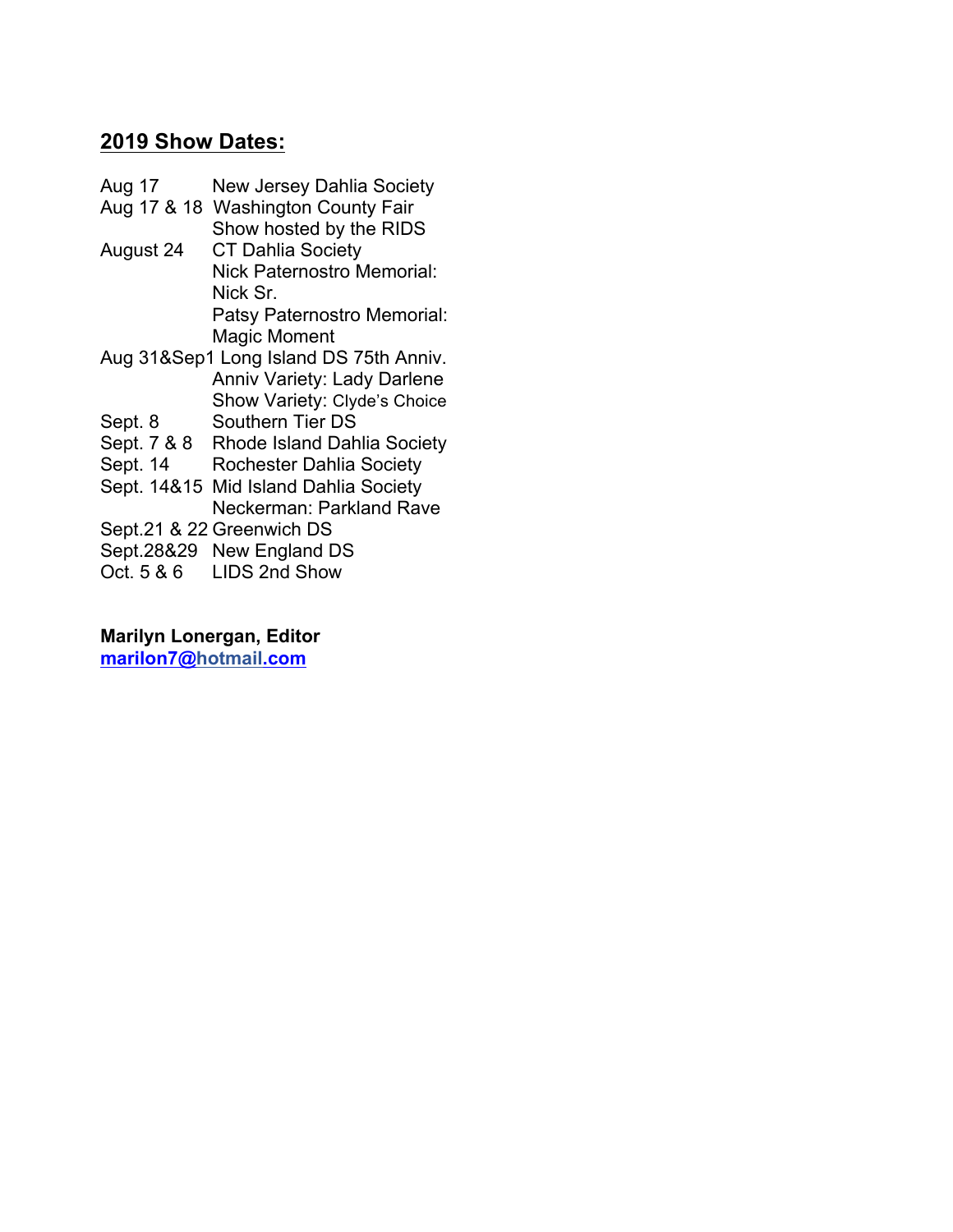## 2019 Show Dates:

| | |
|---|---|
| Aug 17 | New Jersey Dahlia Society |
| Aug 17 & 18 | Washington County Fair Show hosted by the RIDS |
| August 24 | CT Dahlia Society<br>Nick Paternostro Memorial: Nick Sr.<br>Patsy Paternostro Memorial: Magic Moment |
| Aug 31&Sep1 | Long Island DS 75th Anniv.<br>Anniv Variety: Lady Darlene<br>Show Variety: Clyde's Choice |
| Sept. 8 | Southern Tier DS |
| Sept. 7 & 8 | Rhode Island Dahlia Society |
| Sept. 14 | Rochester Dahlia Society |
| Sept. 14&15 | Mid Island Dahlia Society<br>Neckerman: Parkland Rave |
| Sept.21 & 22 | Greenwich DS |
| Sept.28&29 | New England DS |
| Oct. 5 & 6 | LIDS 2nd Show |

**Marilyn Lonergan, Editor**
**marilon7@hotmail.com**